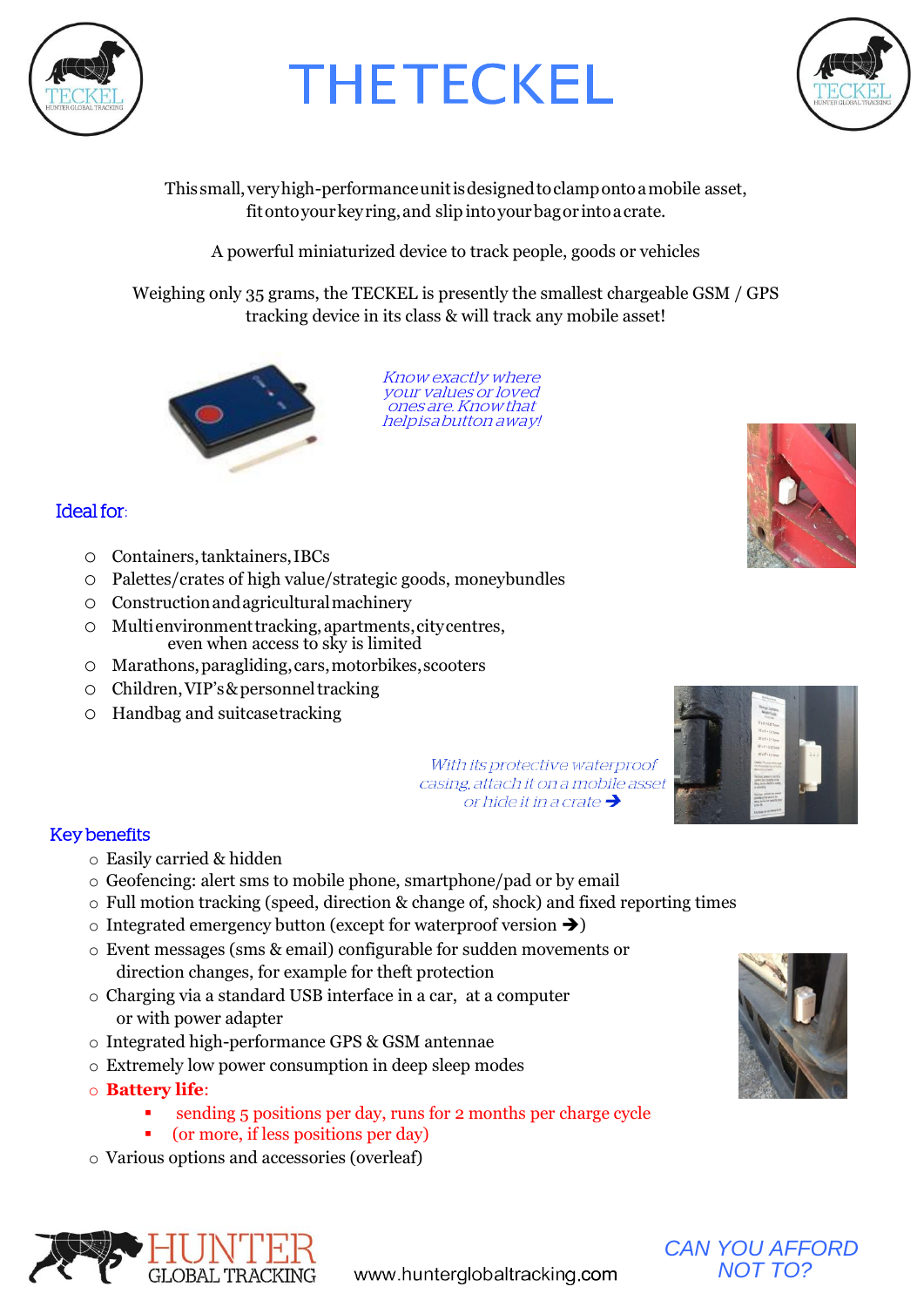# THE TECKEL

This small, very high-performance unit is designed to clamp onto a mobile asset, fit onto your key ring, and slip into your bag or into a crate.

A powerful miniaturized device to track people, goods or vehicles

Weighing only 35 grams, the TECKEL is presently the smallest chargeable GSM / GPS tracking device in its class & will track any mobile asset!

*Know exactly where your values or loved ones are. Know that help is a button away!*

## Ideal for:

- Containers, tanktainers, IBCs
- Palettes/crates of high value/strategic goods, moneybundles
- Construction and agricultural machinery
- Multi environment tracking, apartments, city centres, even when access to sky is limited
- Marathons, paragliding, cars, motorbikes, scooters
- Children, VIP's & personnel tracking
- Handbag and suitcase tracking

*With its protective waterproof casing, attach it on a mobile asset or hide it in a crate ➔*

## Key benefits

- Easily carried & hidden
- Geofencing: alert sms to mobile phone, smartphone/pad or by email
- Full motion tracking (speed, direction & change of, shock) and fixed reporting times
- Integrated emergency button (except for waterproof version ➔)
- Event messages (sms & email) configurable for sudden movements or direction changes, for example for theft protection
- Charging via a standard USB interface in a car, at a computer or with power adapter
- Integrated high-performance GPS & GSM antennae
- Extremely low power consumption in deep sleep modes
- **Battery life**:
  - sending 5 positions per day, runs for 2 months per charge cycle
  - (or more, if less positions per day)
- Various options and accessories (overleaf)

HUNTER GLOBAL TRACKING

www.hunterglobaltracking.com

*CAN YOU AFFORD NOT TO?*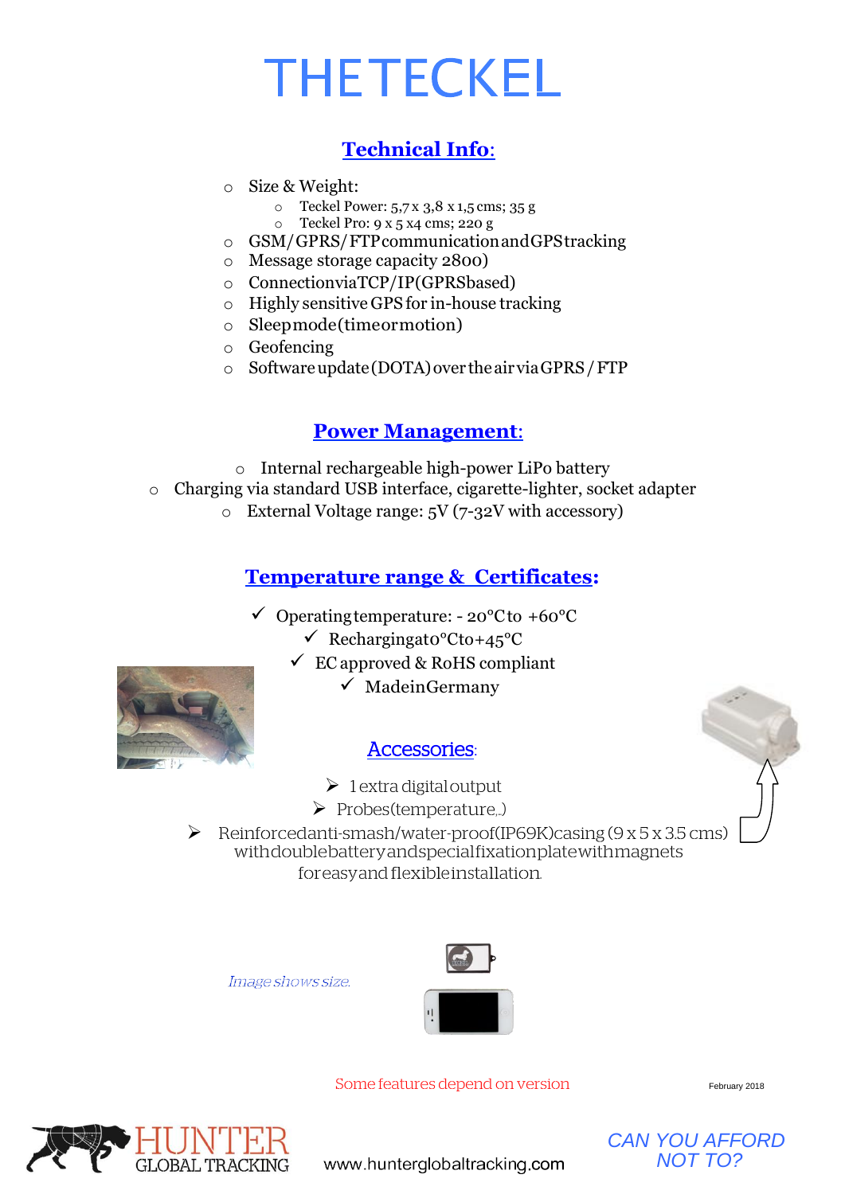# THE TECKEL

## Technical Info:

- Size & Weight:
  - Teckel Power: 5,7 x 3,8 x 1,5 cms; 35 g
  - Teckel Pro: 9 x 5 x4 cms; 220 g
- GSM/GPRS/FTP communication and GPS tracking
- Message storage capacity 2800)
- Connection via TCP/IP (GPRS based)
- Highly sensitive GPS for in-house tracking
- Sleep mode (time or motion)
- Geofencing
- Software update (DOTA) over the air via GPRS / FTP

## Power Management:

- Internal rechargeable high-power LiPo battery
- Charging via standard USB interface, cigarette-lighter, socket adapter
- External Voltage range: 5V (7-32V with accessory)

## Temperature range & Certificates:

- ✓ Operating temperature: - 20°C to +60°C
- ✓ Recharging at 0°C to +45°C
- ✓ EC approved & RoHS compliant
- ✓ Made in Germany

## Accessories:

- ➢ 1 extra digital output
- ➢ Probes (temperature,..)
- ➢ Reinforced anti-smash/water-proof (IP69K) casing (9 x 5 x 3.5 cms) with double battery and special fixation plate with magnets for easy and flexible installation.

*Image shows size.*

Some features depend on version

February 2018

HUNTER GLOBAL TRACKING

www.hunterglobaltracking.com

*CAN YOU AFFORD NOT TO?*